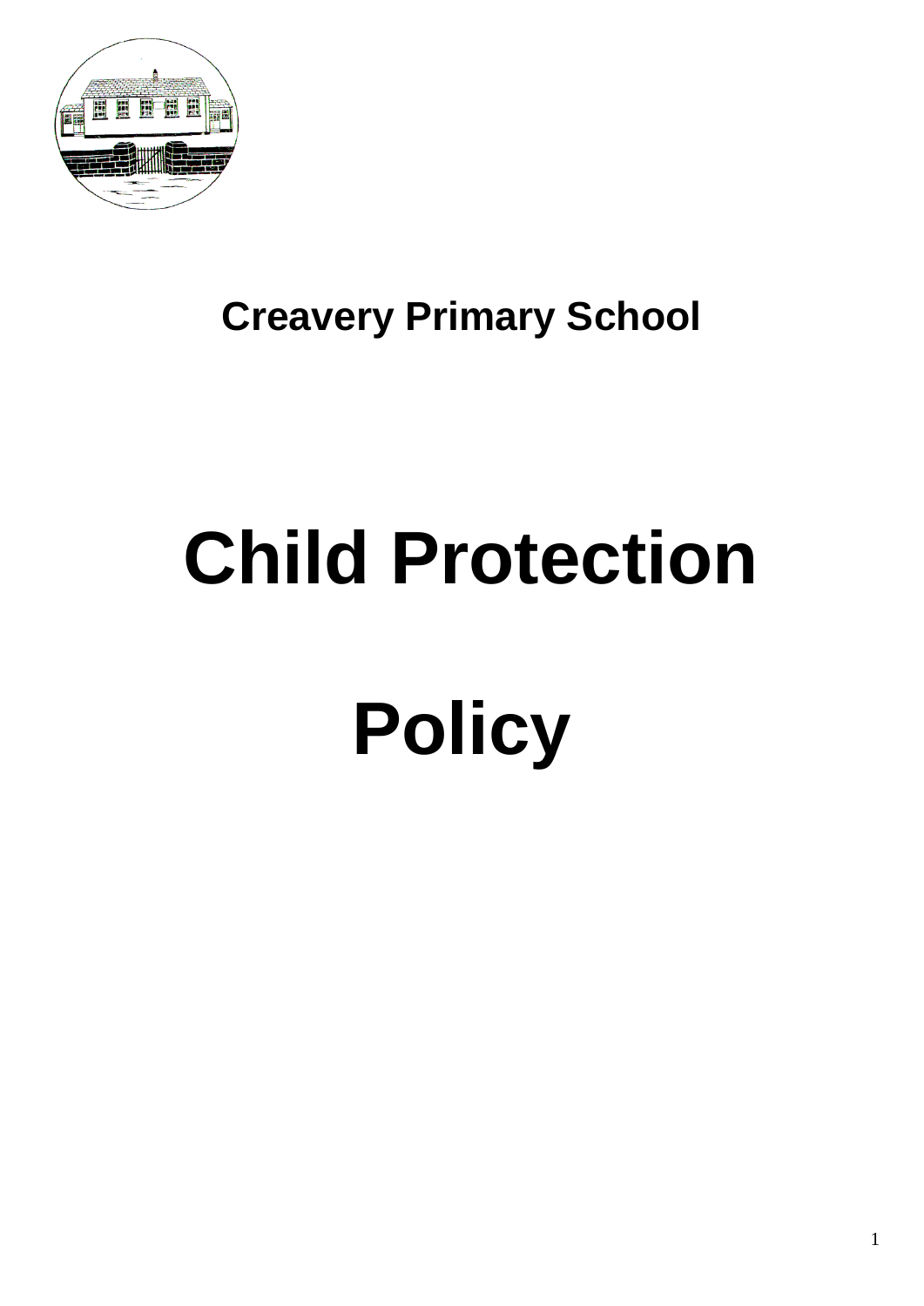**Creavery Primary School**

# Child Protection

# Policy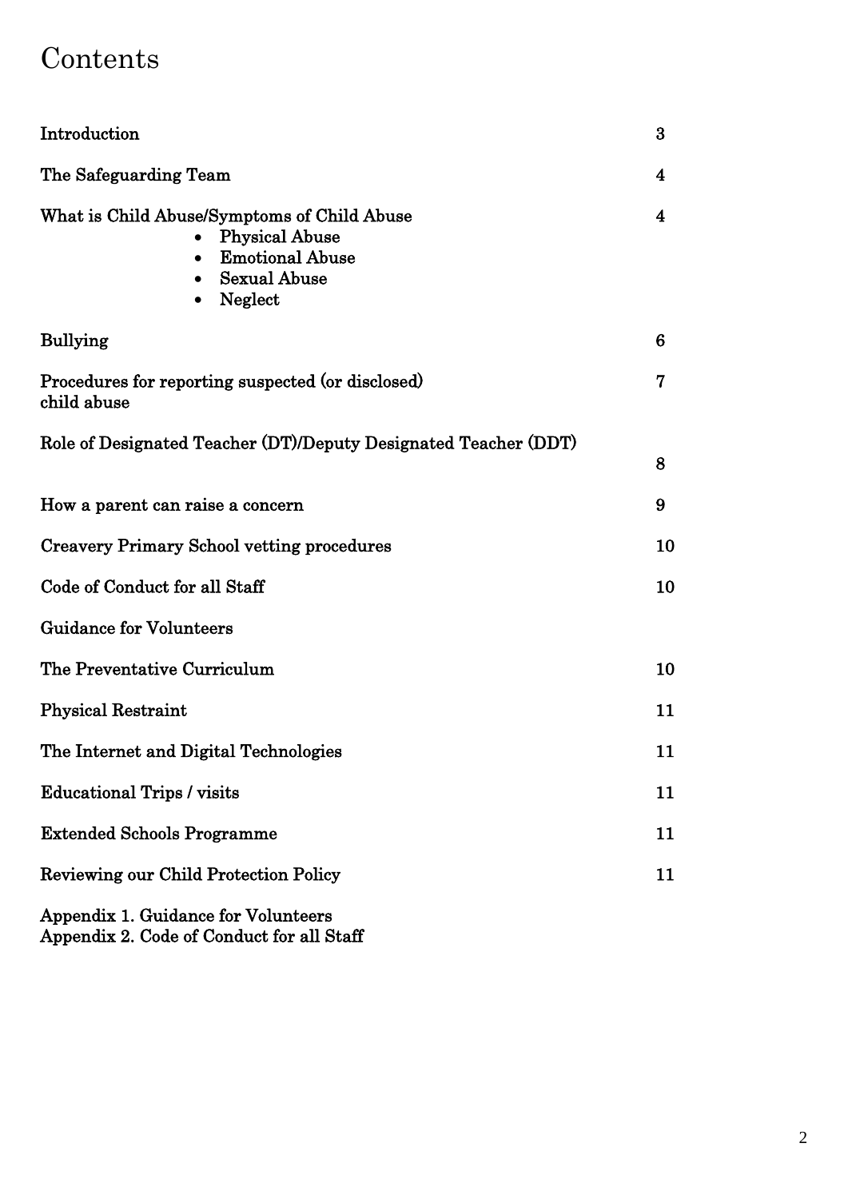# Contents

| | |
|---|---|
| Introduction | 3 |
| The Safeguarding Team | 4 |
| What is Child Abuse/Symptoms of Child Abuse<br>• Physical Abuse<br>• Emotional Abuse<br>• Sexual Abuse<br>• Neglect | 4 |
| Bullying | 6 |
| Procedures for reporting suspected (or disclosed) child abuse | 7 |
| Role of Designated Teacher (DT)/Deputy Designated Teacher (DDT) | 8 |
| How a parent can raise a concern | 9 |
| Creavery Primary School vetting procedures | 10 |
| Code of Conduct for all Staff | 10 |
| Guidance for Volunteers | |
| The Preventative Curriculum | 10 |
| Physical Restraint | 11 |
| The Internet and Digital Technologies | 11 |
| Educational Trips / visits | 11 |
| Extended Schools Programme | 11 |
| Reviewing our Child Protection Policy | 11 |

Appendix 1. Guidance for Volunteers
Appendix 2. Code of Conduct for all Staff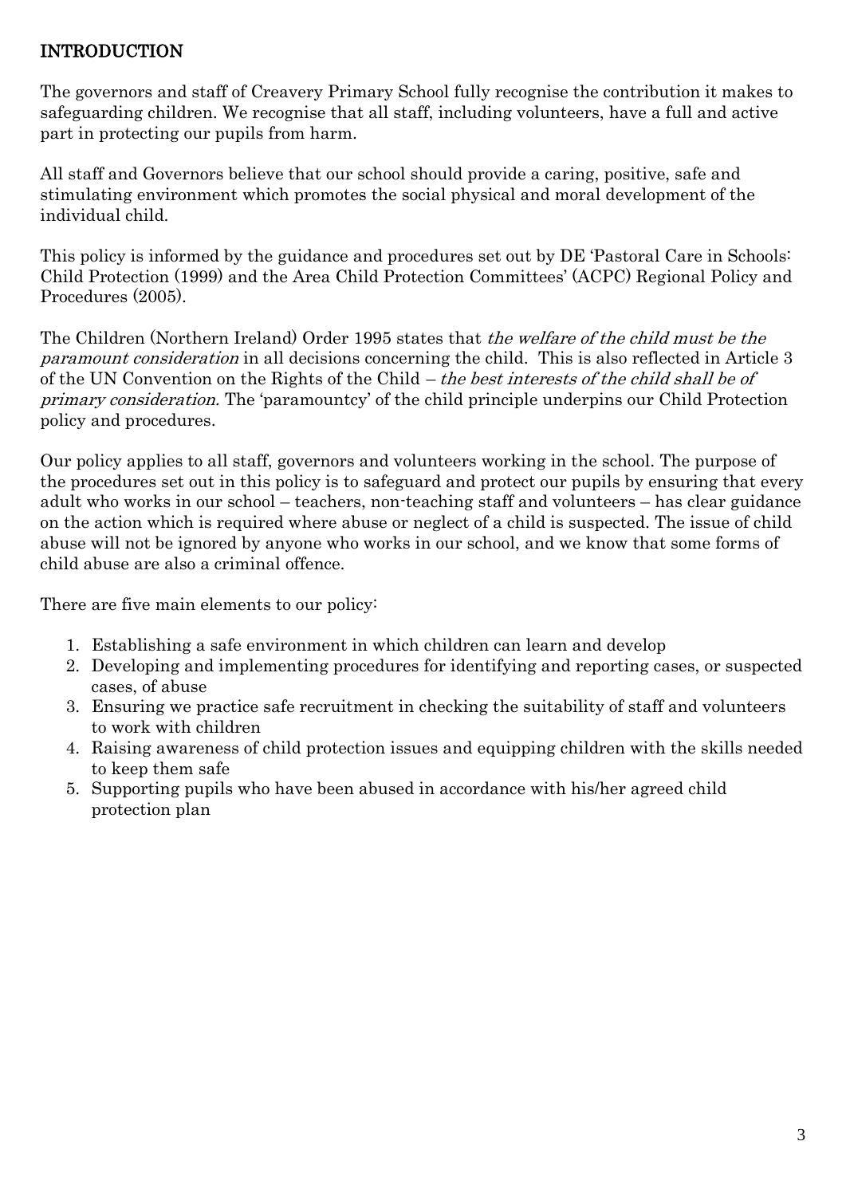## INTRODUCTION

The governors and staff of Creavery Primary School fully recognise the contribution it makes to safeguarding children. We recognise that all staff, including volunteers, have a full and active part in protecting our pupils from harm.

All staff and Governors believe that our school should provide a caring, positive, safe and stimulating environment which promotes the social physical and moral development of the individual child.

This policy is informed by the guidance and procedures set out by DE 'Pastoral Care in Schools: Child Protection (1999) and the Area Child Protection Committees' (ACPC) Regional Policy and Procedures (2005).

The Children (Northern Ireland) Order 1995 states that *the welfare of the child must be the paramount consideration* in all decisions concerning the child. This is also reflected in Article 3 of the UN Convention on the Rights of the Child – *the best interests of the child shall be of primary consideration.* The 'paramountcy' of the child principle underpins our Child Protection policy and procedures.

Our policy applies to all staff, governors and volunteers working in the school. The purpose of the procedures set out in this policy is to safeguard and protect our pupils by ensuring that every adult who works in our school – teachers, non-teaching staff and volunteers – has clear guidance on the action which is required where abuse or neglect of a child is suspected. The issue of child abuse will not be ignored by anyone who works in our school, and we know that some forms of child abuse are also a criminal offence.

There are five main elements to our policy:

1. Establishing a safe environment in which children can learn and develop
2. Developing and implementing procedures for identifying and reporting cases, or suspected cases, of abuse
3. Ensuring we practice safe recruitment in checking the suitability of staff and volunteers to work with children
4. Raising awareness of child protection issues and equipping children with the skills needed to keep them safe
5. Supporting pupils who have been abused in accordance with his/her agreed child protection plan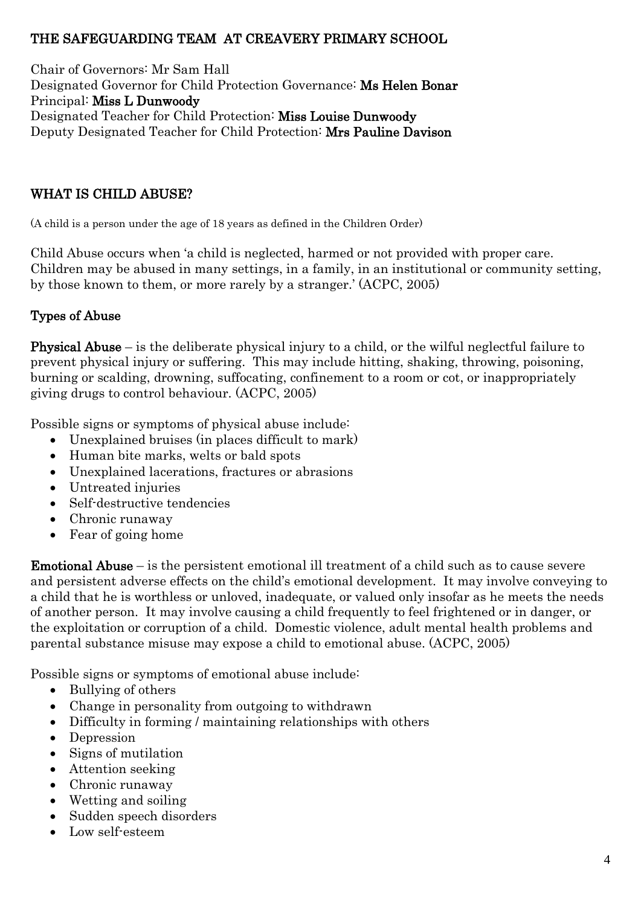## THE SAFEGUARDING TEAM AT CREAVERY PRIMARY SCHOOL

Chair of Governors: Mr Sam Hall
Designated Governor for Child Protection Governance: **Ms Helen Bonar**
Principal: **Miss L Dunwoody**
Designated Teacher for Child Protection: **Miss Louise Dunwoody**
Deputy Designated Teacher for Child Protection: **Mrs Pauline Davison**

## WHAT IS CHILD ABUSE?

(A child is a person under the age of 18 years as defined in the Children Order)

Child Abuse occurs when 'a child is neglected, harmed or not provided with proper care. Children may be abused in many settings, in a family, in an institutional or community setting, by those known to them, or more rarely by a stranger.' (ACPC, 2005)

### Types of Abuse

**Physical Abuse** – is the deliberate physical injury to a child, or the wilful neglectful failure to prevent physical injury or suffering. This may include hitting, shaking, throwing, poisoning, burning or scalding, drowning, suffocating, confinement to a room or cot, or inappropriately giving drugs to control behaviour. (ACPC, 2005)

Possible signs or symptoms of physical abuse include:

- Unexplained bruises (in places difficult to mark)
- Human bite marks, welts or bald spots
- Unexplained lacerations, fractures or abrasions
- Untreated injuries
- Self-destructive tendencies
- Chronic runaway
- Fear of going home

**Emotional Abuse** – is the persistent emotional ill treatment of a child such as to cause severe and persistent adverse effects on the child's emotional development. It may involve conveying to a child that he is worthless or unloved, inadequate, or valued only insofar as he meets the needs of another person. It may involve causing a child frequently to feel frightened or in danger, or the exploitation or corruption of a child. Domestic violence, adult mental health problems and parental substance misuse may expose a child to emotional abuse. (ACPC, 2005)

Possible signs or symptoms of emotional abuse include:

- Bullying of others
- Change in personality from outgoing to withdrawn
- Difficulty in forming / maintaining relationships with others
- Depression
- Signs of mutilation
- Attention seeking
- Chronic runaway
- Wetting and soiling
- Sudden speech disorders
- Low self-esteem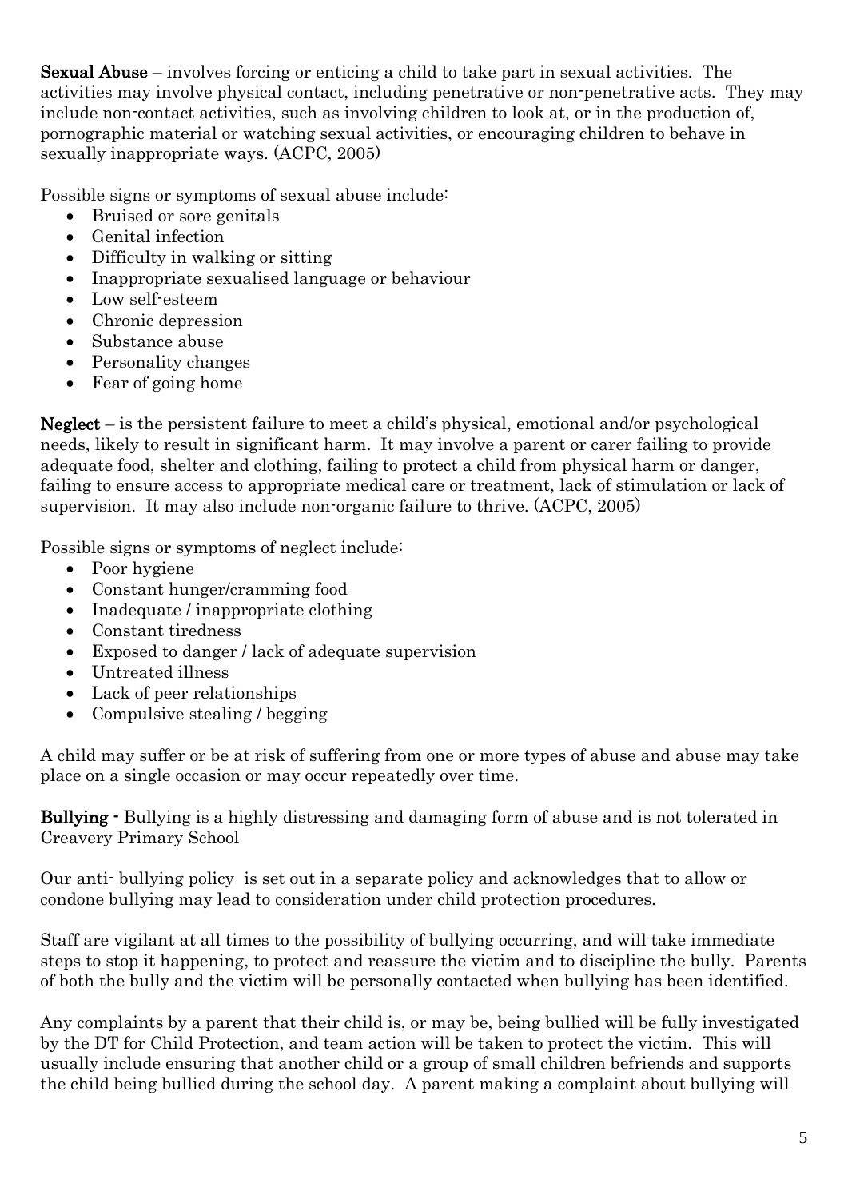**Sexual Abuse** – involves forcing or enticing a child to take part in sexual activities. The activities may involve physical contact, including penetrative or non-penetrative acts. They may include non-contact activities, such as involving children to look at, or in the production of, pornographic material or watching sexual activities, or encouraging children to behave in sexually inappropriate ways. (ACPC, 2005)

Possible signs or symptoms of sexual abuse include:

- Bruised or sore genitals
- Genital infection
- Difficulty in walking or sitting
- Inappropriate sexualised language or behaviour
- Low self-esteem
- Chronic depression
- Substance abuse
- Personality changes
- Fear of going home

**Neglect** – is the persistent failure to meet a child's physical, emotional and/or psychological needs, likely to result in significant harm. It may involve a parent or carer failing to provide adequate food, shelter and clothing, failing to protect a child from physical harm or danger, failing to ensure access to appropriate medical care or treatment, lack of stimulation or lack of supervision. It may also include non-organic failure to thrive. (ACPC, 2005)

Possible signs or symptoms of neglect include:

- Poor hygiene
- Constant hunger/cramming food
- Inadequate / inappropriate clothing
- Constant tiredness
- Exposed to danger / lack of adequate supervision
- Untreated illness
- Lack of peer relationships
- Compulsive stealing / begging

A child may suffer or be at risk of suffering from one or more types of abuse and abuse may take place on a single occasion or may occur repeatedly over time.

**Bullying** - Bullying is a highly distressing and damaging form of abuse and is not tolerated in Creavery Primary School

Our anti- bullying policy is set out in a separate policy and acknowledges that to allow or condone bullying may lead to consideration under child protection procedures.

Staff are vigilant at all times to the possibility of bullying occurring, and will take immediate steps to stop it happening, to protect and reassure the victim and to discipline the bully. Parents of both the bully and the victim will be personally contacted when bullying has been identified.

Any complaints by a parent that their child is, or may be, being bullied will be fully investigated by the DT for Child Protection, and team action will be taken to protect the victim. This will usually include ensuring that another child or a group of small children befriends and supports the child being bullied during the school day. A parent making a complaint about bullying will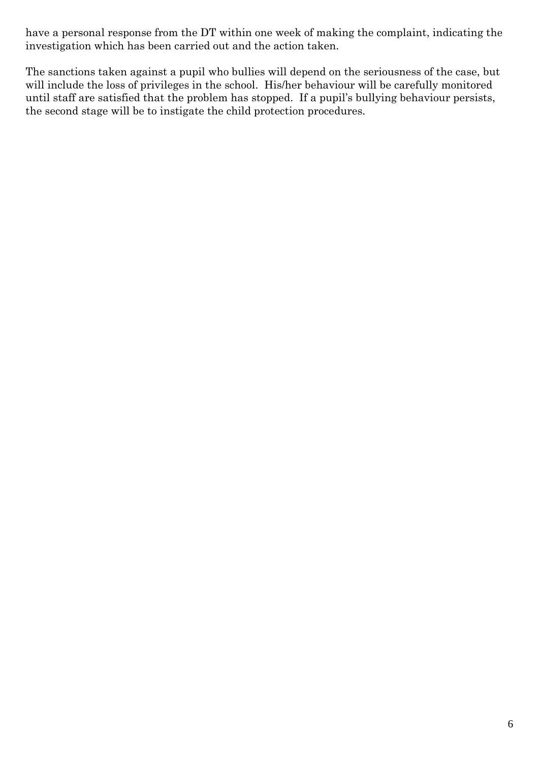have a personal response from the DT within one week of making the complaint, indicating the investigation which has been carried out and the action taken.

The sanctions taken against a pupil who bullies will depend on the seriousness of the case, but will include the loss of privileges in the school. His/her behaviour will be carefully monitored until staff are satisfied that the problem has stopped. If a pupil's bullying behaviour persists, the second stage will be to instigate the child protection procedures.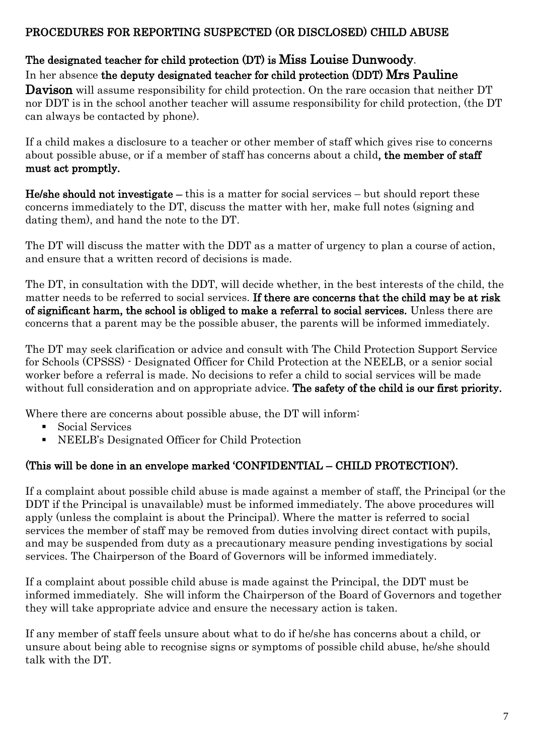## PROCEDURES FOR REPORTING SUSPECTED (OR DISCLOSED) CHILD ABUSE

**The designated teacher for child protection (DT) is Miss Louise Dunwoody**.

In her absence **the deputy designated teacher for child protection (DDT) Mrs Pauline Davison** will assume responsibility for child protection. On the rare occasion that neither DT nor DDT is in the school another teacher will assume responsibility for child protection, (the DT can always be contacted by phone).

If a child makes a disclosure to a teacher or other member of staff which gives rise to concerns about possible abuse, or if a member of staff has concerns about a child**, the member of staff must act promptly.**

**He/she should not investigate** – this is a matter for social services – but should report these concerns immediately to the DT, discuss the matter with her, make full notes (signing and dating them), and hand the note to the DT.

The DT will discuss the matter with the DDT as a matter of urgency to plan a course of action, and ensure that a written record of decisions is made.

The DT, in consultation with the DDT, will decide whether, in the best interests of the child, the matter needs to be referred to social services. **If there are concerns that the child may be at risk of significant harm, the school is obliged to make a referral to social services.** Unless there are concerns that a parent may be the possible abuser, the parents will be informed immediately.

The DT may seek clarification or advice and consult with The Child Protection Support Service for Schools (CPSSS) - Designated Officer for Child Protection at the NEELB, or a senior social worker before a referral is made. No decisions to refer a child to social services will be made without full consideration and on appropriate advice. **The safety of the child is our first priority.**

Where there are concerns about possible abuse, the DT will inform:

- Social Services
- NEELB's Designated Officer for Child Protection

**(This will be done in an envelope marked 'CONFIDENTIAL – CHILD PROTECTION').**

If a complaint about possible child abuse is made against a member of staff, the Principal (or the DDT if the Principal is unavailable) must be informed immediately. The above procedures will apply (unless the complaint is about the Principal). Where the matter is referred to social services the member of staff may be removed from duties involving direct contact with pupils, and may be suspended from duty as a precautionary measure pending investigations by social services. The Chairperson of the Board of Governors will be informed immediately.

If a complaint about possible child abuse is made against the Principal, the DDT must be informed immediately. She will inform the Chairperson of the Board of Governors and together they will take appropriate advice and ensure the necessary action is taken.

If any member of staff feels unsure about what to do if he/she has concerns about a child, or unsure about being able to recognise signs or symptoms of possible child abuse, he/she should talk with the DT.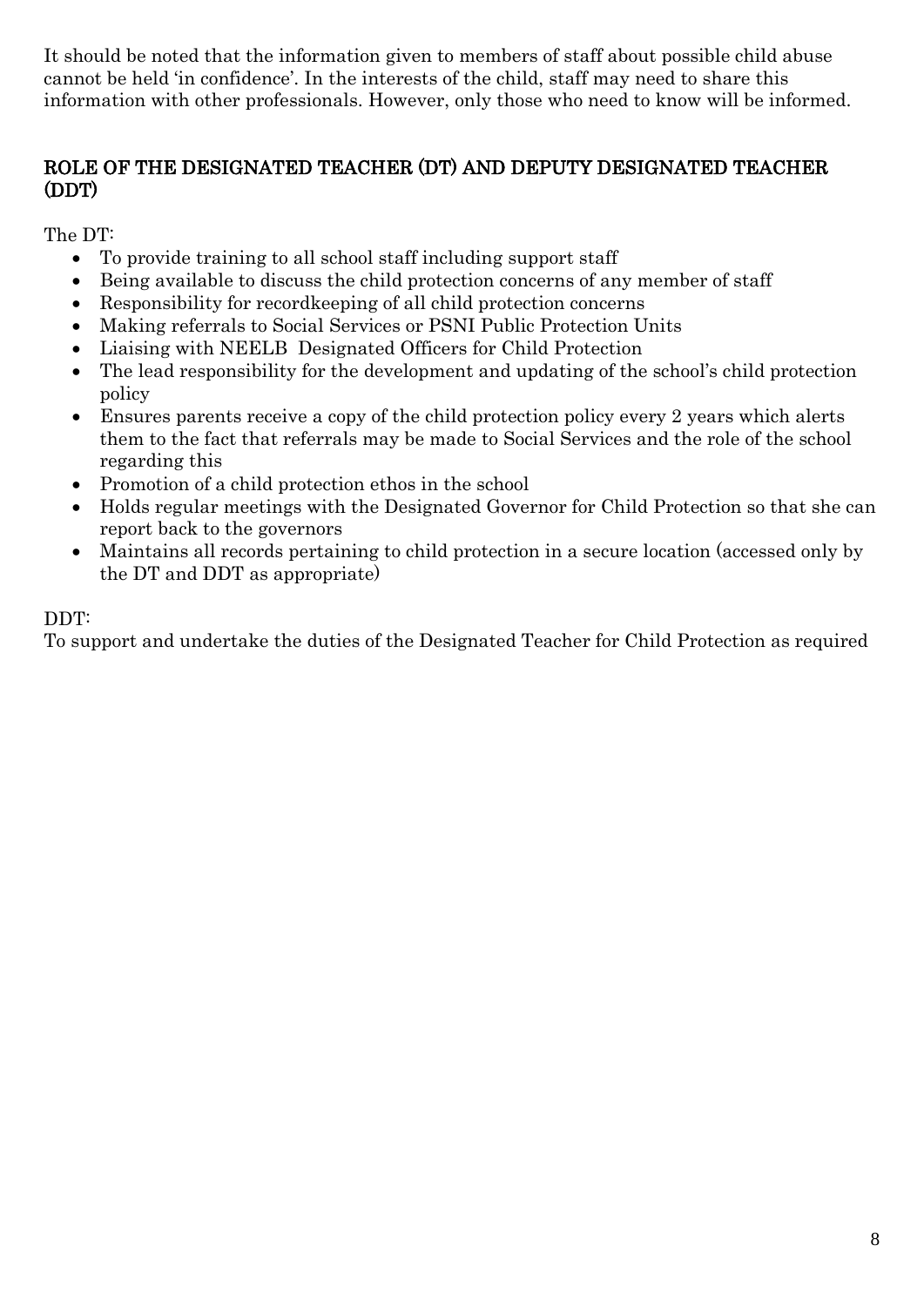It should be noted that the information given to members of staff about possible child abuse cannot be held 'in confidence'. In the interests of the child, staff may need to share this information with other professionals. However, only those who need to know will be informed.

## ROLE OF THE DESIGNATED TEACHER (DT) AND DEPUTY DESIGNATED TEACHER (DDT)

The DT:

- To provide training to all school staff including support staff
- Being available to discuss the child protection concerns of any member of staff
- Responsibility for recordkeeping of all child protection concerns
- Making referrals to Social Services or PSNI Public Protection Units
- Liaising with NEELB Designated Officers for Child Protection
- The lead responsibility for the development and updating of the school's child protection policy
- Ensures parents receive a copy of the child protection policy every 2 years which alerts them to the fact that referrals may be made to Social Services and the role of the school regarding this
- Promotion of a child protection ethos in the school
- Holds regular meetings with the Designated Governor for Child Protection so that she can report back to the governors
- Maintains all records pertaining to child protection in a secure location (accessed only by the DT and DDT as appropriate)

DDT:

To support and undertake the duties of the Designated Teacher for Child Protection as required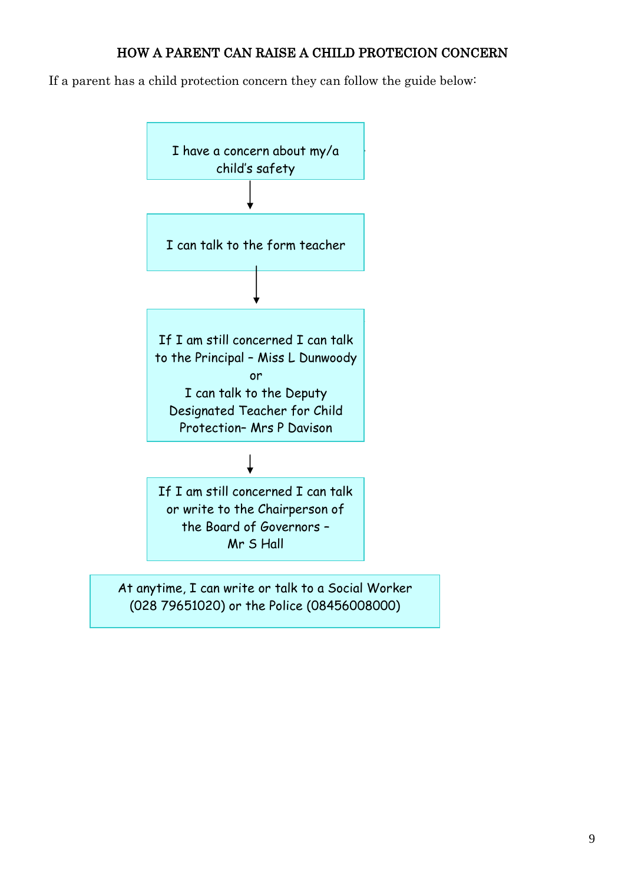## HOW A PARENT CAN RAISE A CHILD PROTECION CONCERN

If a parent has a child protection concern they can follow the guide below:

I have a concern about my/a child's safety

↓

I can talk to the form teacher

↓

If I am still concerned I can talk to the Principal – Miss L Dunwoody
or
I can talk to the Deputy Designated Teacher for Child Protection– Mrs P Davison

↓

If I am still concerned I can talk or write to the Chairperson of the Board of Governors – Mr S Hall

At anytime, I can write or talk to a Social Worker (028 79651020) or the Police (08456008000)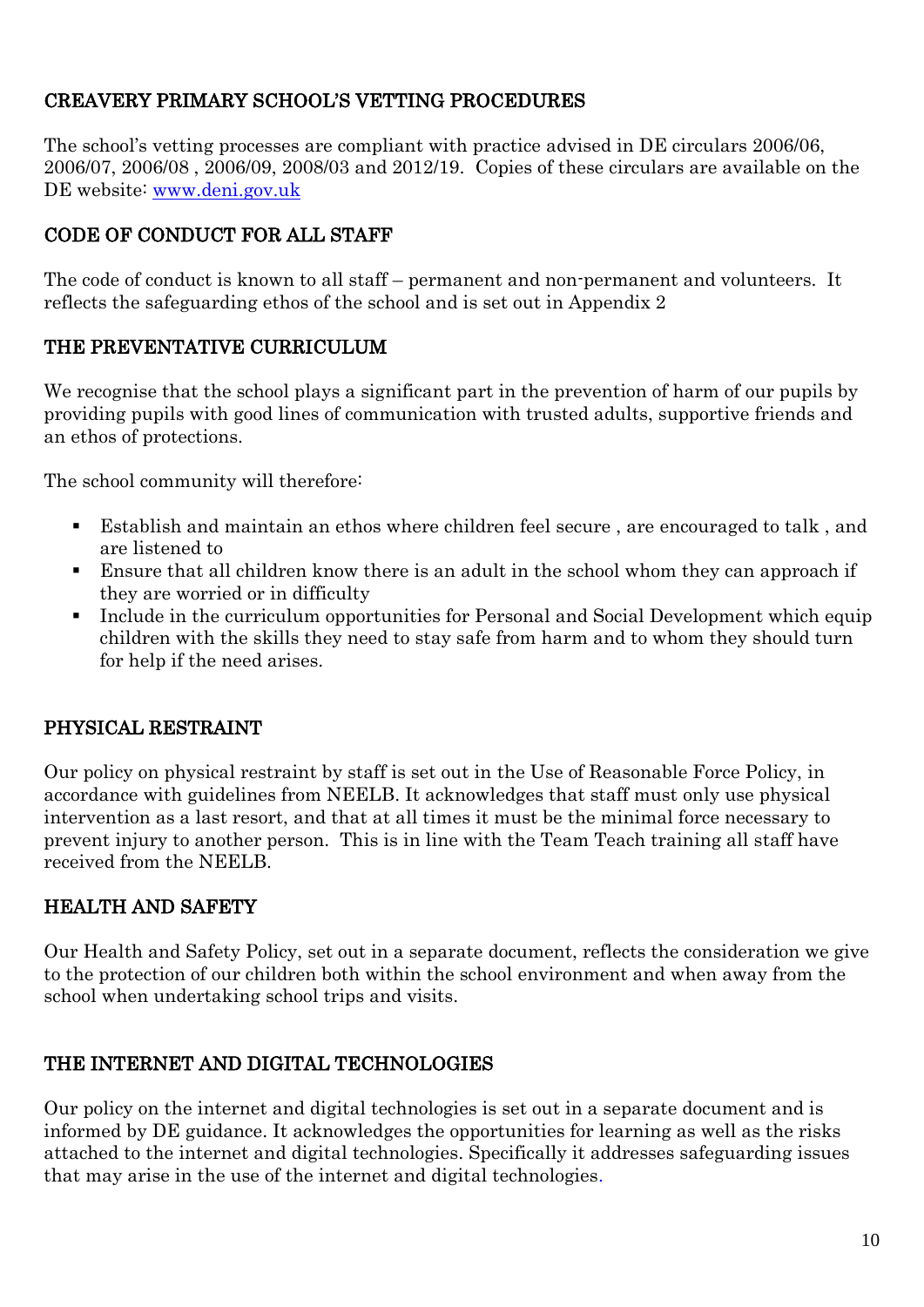## CREAVERY PRIMARY SCHOOL'S VETTING PROCEDURES

The school's vetting processes are compliant with practice advised in DE circulars 2006/06, 2006/07, 2006/08 , 2006/09, 2008/03 and 2012/19. Copies of these circulars are available on the DE website: www.deni.gov.uk

## CODE OF CONDUCT FOR ALL STAFF

The code of conduct is known to all staff – permanent and non-permanent and volunteers. It reflects the safeguarding ethos of the school and is set out in Appendix 2

## THE PREVENTATIVE CURRICULUM

We recognise that the school plays a significant part in the prevention of harm of our pupils by providing pupils with good lines of communication with trusted adults, supportive friends and an ethos of protections.

The school community will therefore:

- Establish and maintain an ethos where children feel secure , are encouraged to talk , and are listened to
- Ensure that all children know there is an adult in the school whom they can approach if they are worried or in difficulty
- Include in the curriculum opportunities for Personal and Social Development which equip children with the skills they need to stay safe from harm and to whom they should turn for help if the need arises.

## PHYSICAL RESTRAINT

Our policy on physical restraint by staff is set out in the Use of Reasonable Force Policy, in accordance with guidelines from NEELB. It acknowledges that staff must only use physical intervention as a last resort, and that at all times it must be the minimal force necessary to prevent injury to another person. This is in line with the Team Teach training all staff have received from the NEELB.

## HEALTH AND SAFETY

Our Health and Safety Policy, set out in a separate document, reflects the consideration we give to the protection of our children both within the school environment and when away from the school when undertaking school trips and visits.

## THE INTERNET AND DIGITAL TECHNOLOGIES

Our policy on the internet and digital technologies is set out in a separate document and is informed by DE guidance. It acknowledges the opportunities for learning as well as the risks attached to the internet and digital technologies. Specifically it addresses safeguarding issues that may arise in the use of the internet and digital technologies.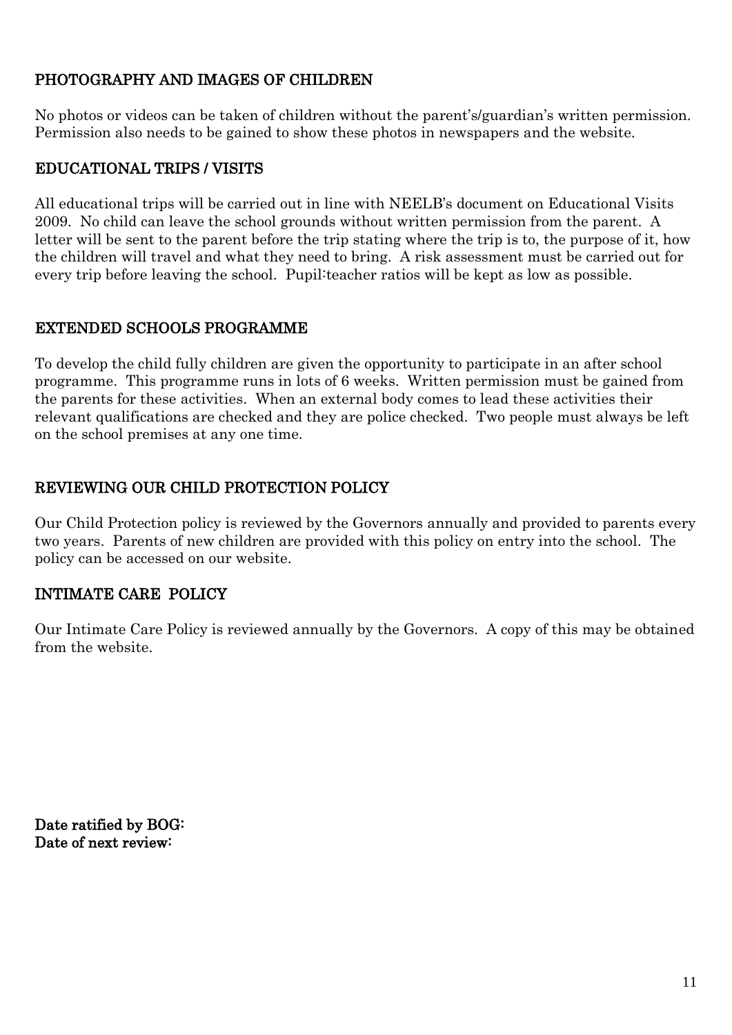## PHOTOGRAPHY AND IMAGES OF CHILDREN

No photos or videos can be taken of children without the parent's/guardian's written permission. Permission also needs to be gained to show these photos in newspapers and the website.

## EDUCATIONAL TRIPS / VISITS

All educational trips will be carried out in line with NEELB's document on Educational Visits 2009. No child can leave the school grounds without written permission from the parent. A letter will be sent to the parent before the trip stating where the trip is to, the purpose of it, how the children will travel and what they need to bring. A risk assessment must be carried out for every trip before leaving the school. Pupil:teacher ratios will be kept as low as possible.

## EXTENDED SCHOOLS PROGRAMME

To develop the child fully children are given the opportunity to participate in an after school programme. This programme runs in lots of 6 weeks. Written permission must be gained from the parents for these activities. When an external body comes to lead these activities their relevant qualifications are checked and they are police checked. Two people must always be left on the school premises at any one time.

## REVIEWING OUR CHILD PROTECTION POLICY

Our Child Protection policy is reviewed by the Governors annually and provided to parents every two years. Parents of new children are provided with this policy on entry into the school. The policy can be accessed on our website.

## INTIMATE CARE POLICY

Our Intimate Care Policy is reviewed annually by the Governors. A copy of this may be obtained from the website.

**Date ratified by BOG:**
**Date of next review:**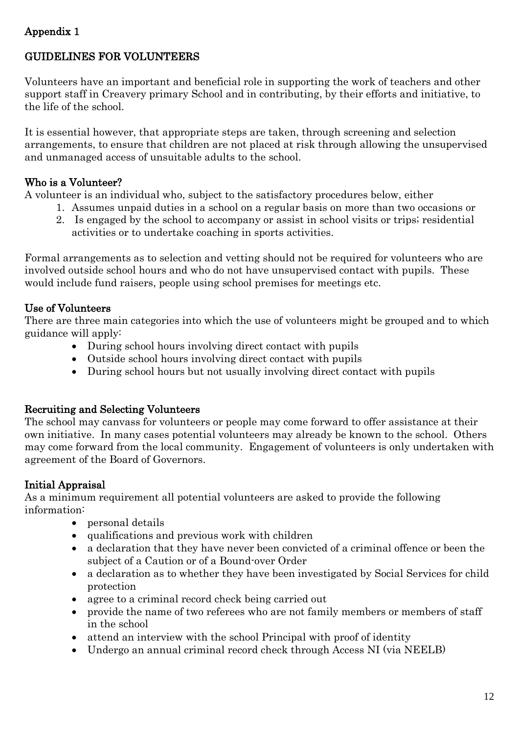## Appendix 1

## GUIDELINES FOR VOLUNTEERS

Volunteers have an important and beneficial role in supporting the work of teachers and other support staff in Creavery primary School and in contributing, by their efforts and initiative, to the life of the school.

It is essential however, that appropriate steps are taken, through screening and selection arrangements, to ensure that children are not placed at risk through allowing the unsupervised and unmanaged access of unsuitable adults to the school.

### Who is a Volunteer?

A volunteer is an individual who, subject to the satisfactory procedures below, either

1. Assumes unpaid duties in a school on a regular basis on more than two occasions or
2. Is engaged by the school to accompany or assist in school visits or trips; residential activities or to undertake coaching in sports activities.

Formal arrangements as to selection and vetting should not be required for volunteers who are involved outside school hours and who do not have unsupervised contact with pupils. These would include fund raisers, people using school premises for meetings etc.

### Use of Volunteers

There are three main categories into which the use of volunteers might be grouped and to which guidance will apply:

- During school hours involving direct contact with pupils
- Outside school hours involving direct contact with pupils
- During school hours but not usually involving direct contact with pupils

### Recruiting and Selecting Volunteers

The school may canvass for volunteers or people may come forward to offer assistance at their own initiative. In many cases potential volunteers may already be known to the school. Others may come forward from the local community. Engagement of volunteers is only undertaken with agreement of the Board of Governors.

### Initial Appraisal

As a minimum requirement all potential volunteers are asked to provide the following information:

- personal details
- qualifications and previous work with children
- a declaration that they have never been convicted of a criminal offence or been the subject of a Caution or of a Bound-over Order
- a declaration as to whether they have been investigated by Social Services for child protection
- agree to a criminal record check being carried out
- provide the name of two referees who are not family members or members of staff in the school
- attend an interview with the school Principal with proof of identity
- Undergo an annual criminal record check through Access NI (via NEELB)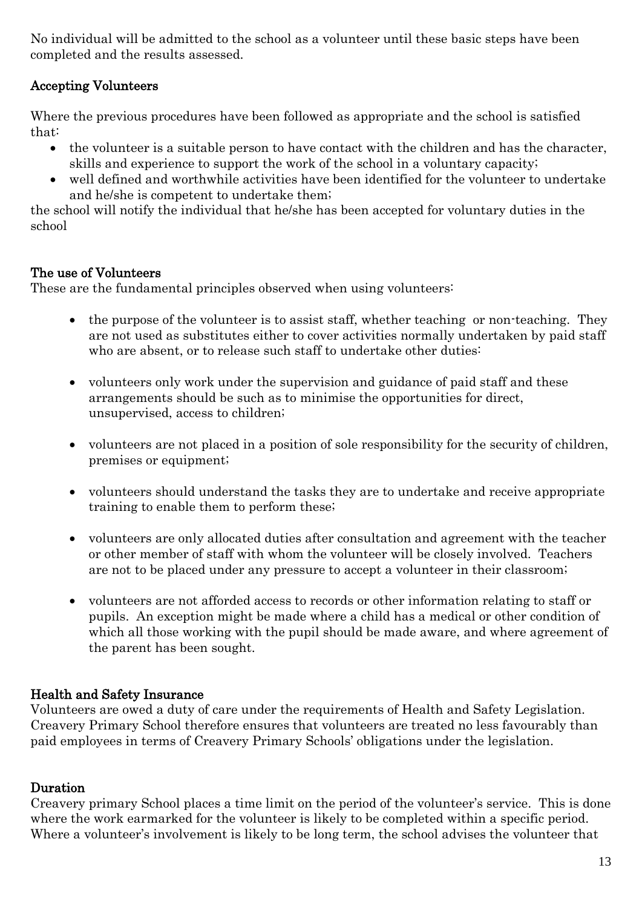No individual will be admitted to the school as a volunteer until these basic steps have been completed and the results assessed.

## Accepting Volunteers

Where the previous procedures have been followed as appropriate and the school is satisfied that:

- the volunteer is a suitable person to have contact with the children and has the character, skills and experience to support the work of the school in a voluntary capacity;
- well defined and worthwhile activities have been identified for the volunteer to undertake and he/she is competent to undertake them;

the school will notify the individual that he/she has been accepted for voluntary duties in the school

## The use of Volunteers

These are the fundamental principles observed when using volunteers:

- the purpose of the volunteer is to assist staff, whether teaching or non-teaching. They are not used as substitutes either to cover activities normally undertaken by paid staff who are absent, or to release such staff to undertake other duties:
- volunteers only work under the supervision and guidance of paid staff and these arrangements should be such as to minimise the opportunities for direct, unsupervised, access to children;
- volunteers are not placed in a position of sole responsibility for the security of children, premises or equipment;
- volunteers should understand the tasks they are to undertake and receive appropriate training to enable them to perform these;
- volunteers are only allocated duties after consultation and agreement with the teacher or other member of staff with whom the volunteer will be closely involved. Teachers are not to be placed under any pressure to accept a volunteer in their classroom;
- volunteers are not afforded access to records or other information relating to staff or pupils. An exception might be made where a child has a medical or other condition of which all those working with the pupil should be made aware, and where agreement of the parent has been sought.

## Health and Safety Insurance

Volunteers are owed a duty of care under the requirements of Health and Safety Legislation. Creavery Primary School therefore ensures that volunteers are treated no less favourably than paid employees in terms of Creavery Primary Schools' obligations under the legislation.

## Duration

Creavery primary School places a time limit on the period of the volunteer's service. This is done where the work earmarked for the volunteer is likely to be completed within a specific period. Where a volunteer's involvement is likely to be long term, the school advises the volunteer that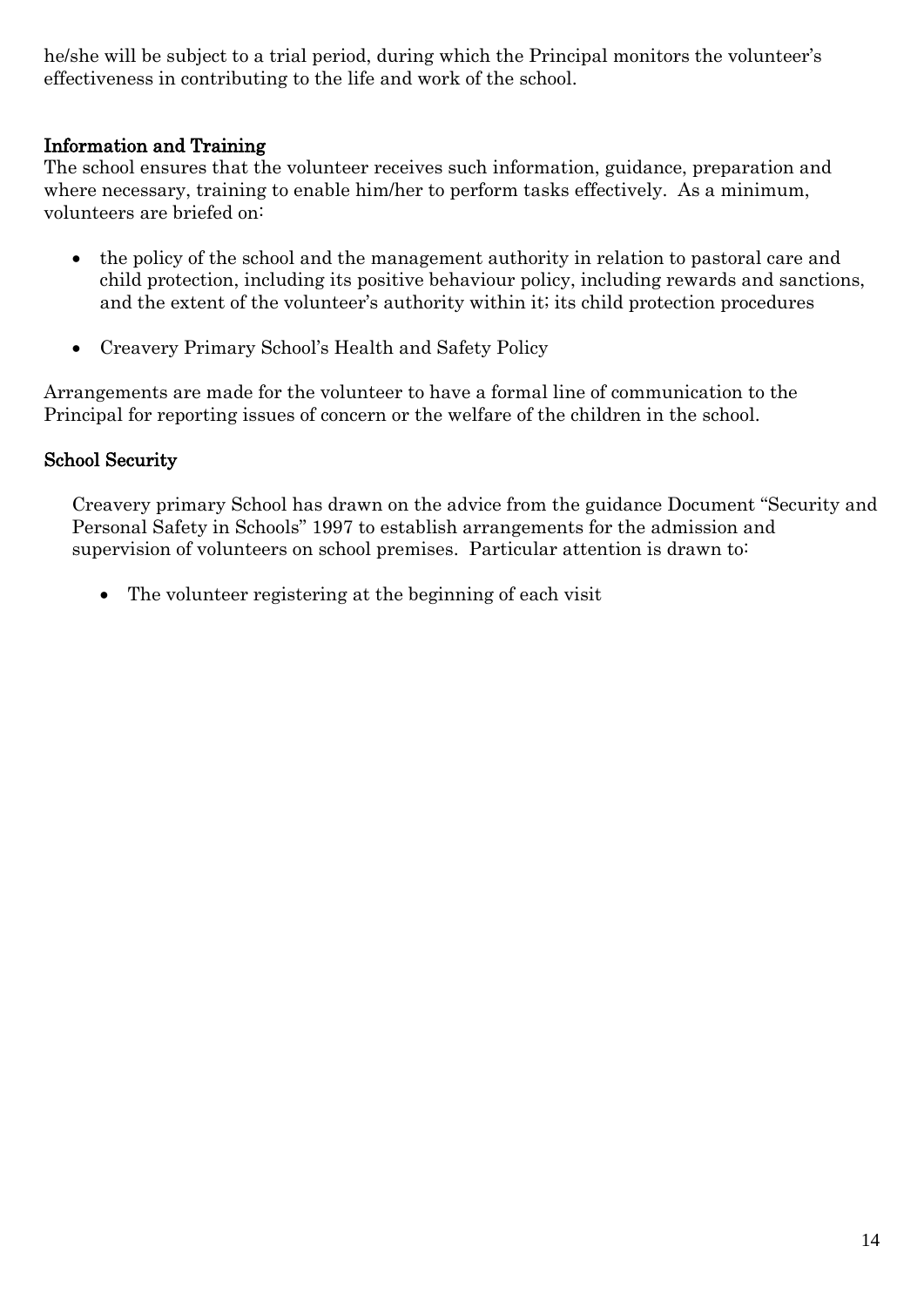he/she will be subject to a trial period, during which the Principal monitors the volunteer's effectiveness in contributing to the life and work of the school.

## Information and Training

The school ensures that the volunteer receives such information, guidance, preparation and where necessary, training to enable him/her to perform tasks effectively. As a minimum, volunteers are briefed on:

- the policy of the school and the management authority in relation to pastoral care and child protection, including its positive behaviour policy, including rewards and sanctions, and the extent of the volunteer's authority within it; its child protection procedures
- Creavery Primary School's Health and Safety Policy

Arrangements are made for the volunteer to have a formal line of communication to the Principal for reporting issues of concern or the welfare of the children in the school.

## School Security

Creavery primary School has drawn on the advice from the guidance Document "Security and Personal Safety in Schools" 1997 to establish arrangements for the admission and supervision of volunteers on school premises. Particular attention is drawn to:

- The volunteer registering at the beginning of each visit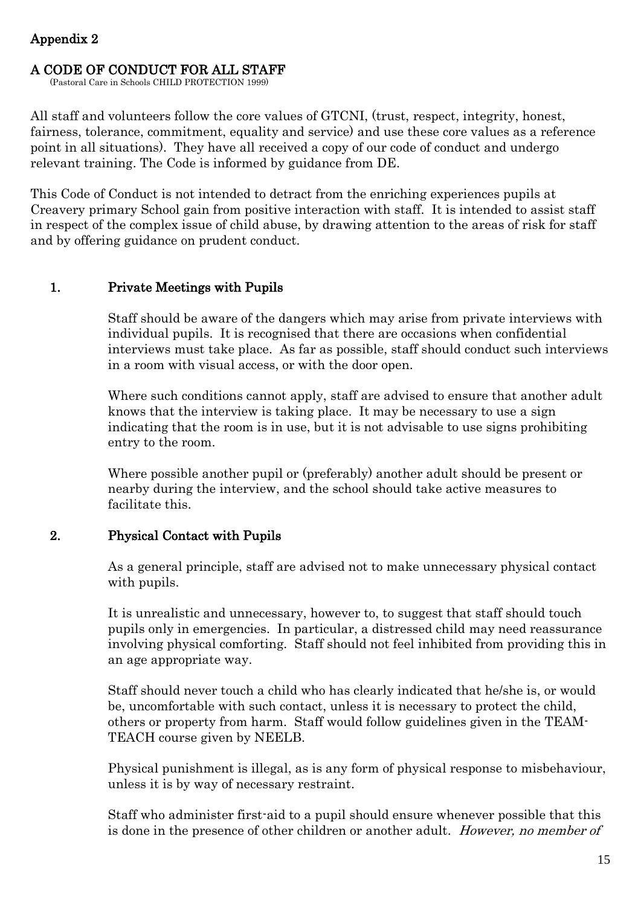## Appendix 2

## A CODE OF CONDUCT FOR ALL STAFF

(Pastoral Care in Schools CHILD PROTECTION 1999)

All staff and volunteers follow the core values of GTCNI, (trust, respect, integrity, honest, fairness, tolerance, commitment, equality and service) and use these core values as a reference point in all situations). They have all received a copy of our code of conduct and undergo relevant training. The Code is informed by guidance from DE.

This Code of Conduct is not intended to detract from the enriching experiences pupils at Creavery primary School gain from positive interaction with staff. It is intended to assist staff in respect of the complex issue of child abuse, by drawing attention to the areas of risk for staff and by offering guidance on prudent conduct.

### 1. Private Meetings with Pupils

Staff should be aware of the dangers which may arise from private interviews with individual pupils. It is recognised that there are occasions when confidential interviews must take place. As far as possible, staff should conduct such interviews in a room with visual access, or with the door open.

Where such conditions cannot apply, staff are advised to ensure that another adult knows that the interview is taking place. It may be necessary to use a sign indicating that the room is in use, but it is not advisable to use signs prohibiting entry to the room.

Where possible another pupil or (preferably) another adult should be present or nearby during the interview, and the school should take active measures to facilitate this.

### 2. Physical Contact with Pupils

As a general principle, staff are advised not to make unnecessary physical contact with pupils.

It is unrealistic and unnecessary, however to, to suggest that staff should touch pupils only in emergencies. In particular, a distressed child may need reassurance involving physical comforting. Staff should not feel inhibited from providing this in an age appropriate way.

Staff should never touch a child who has clearly indicated that he/she is, or would be, uncomfortable with such contact, unless it is necessary to protect the child, others or property from harm. Staff would follow guidelines given in the TEAM-TEACH course given by NEELB.

Physical punishment is illegal, as is any form of physical response to misbehaviour, unless it is by way of necessary restraint.

Staff who administer first-aid to a pupil should ensure whenever possible that this is done in the presence of other children or another adult. *However, no member of*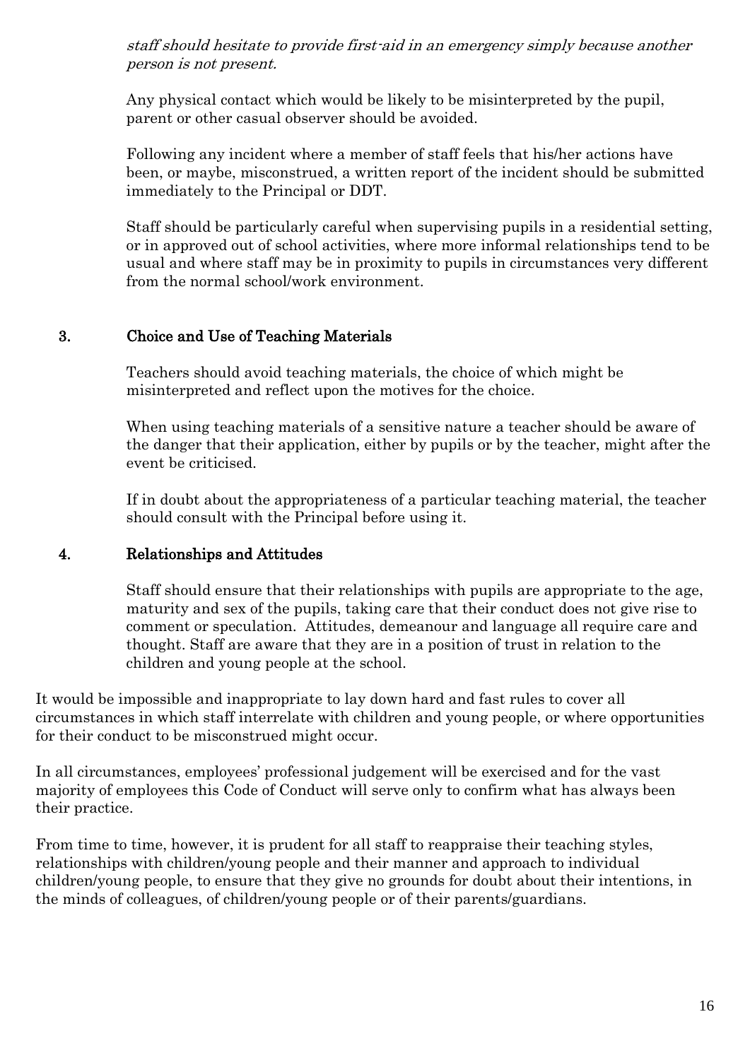*staff should hesitate to provide first-aid in an emergency simply because another person is not present.*

Any physical contact which would be likely to be misinterpreted by the pupil, parent or other casual observer should be avoided.

Following any incident where a member of staff feels that his/her actions have been, or maybe, misconstrued, a written report of the incident should be submitted immediately to the Principal or DDT.

Staff should be particularly careful when supervising pupils in a residential setting, or in approved out of school activities, where more informal relationships tend to be usual and where staff may be in proximity to pupils in circumstances very different from the normal school/work environment.

## 3. Choice and Use of Teaching Materials

Teachers should avoid teaching materials, the choice of which might be misinterpreted and reflect upon the motives for the choice.

When using teaching materials of a sensitive nature a teacher should be aware of the danger that their application, either by pupils or by the teacher, might after the event be criticised.

If in doubt about the appropriateness of a particular teaching material, the teacher should consult with the Principal before using it.

## 4. Relationships and Attitudes

Staff should ensure that their relationships with pupils are appropriate to the age, maturity and sex of the pupils, taking care that their conduct does not give rise to comment or speculation. Attitudes, demeanour and language all require care and thought. Staff are aware that they are in a position of trust in relation to the children and young people at the school.

It would be impossible and inappropriate to lay down hard and fast rules to cover all circumstances in which staff interrelate with children and young people, or where opportunities for their conduct to be misconstrued might occur.

In all circumstances, employees' professional judgement will be exercised and for the vast majority of employees this Code of Conduct will serve only to confirm what has always been their practice.

From time to time, however, it is prudent for all staff to reappraise their teaching styles, relationships with children/young people and their manner and approach to individual children/young people, to ensure that they give no grounds for doubt about their intentions, in the minds of colleagues, of children/young people or of their parents/guardians.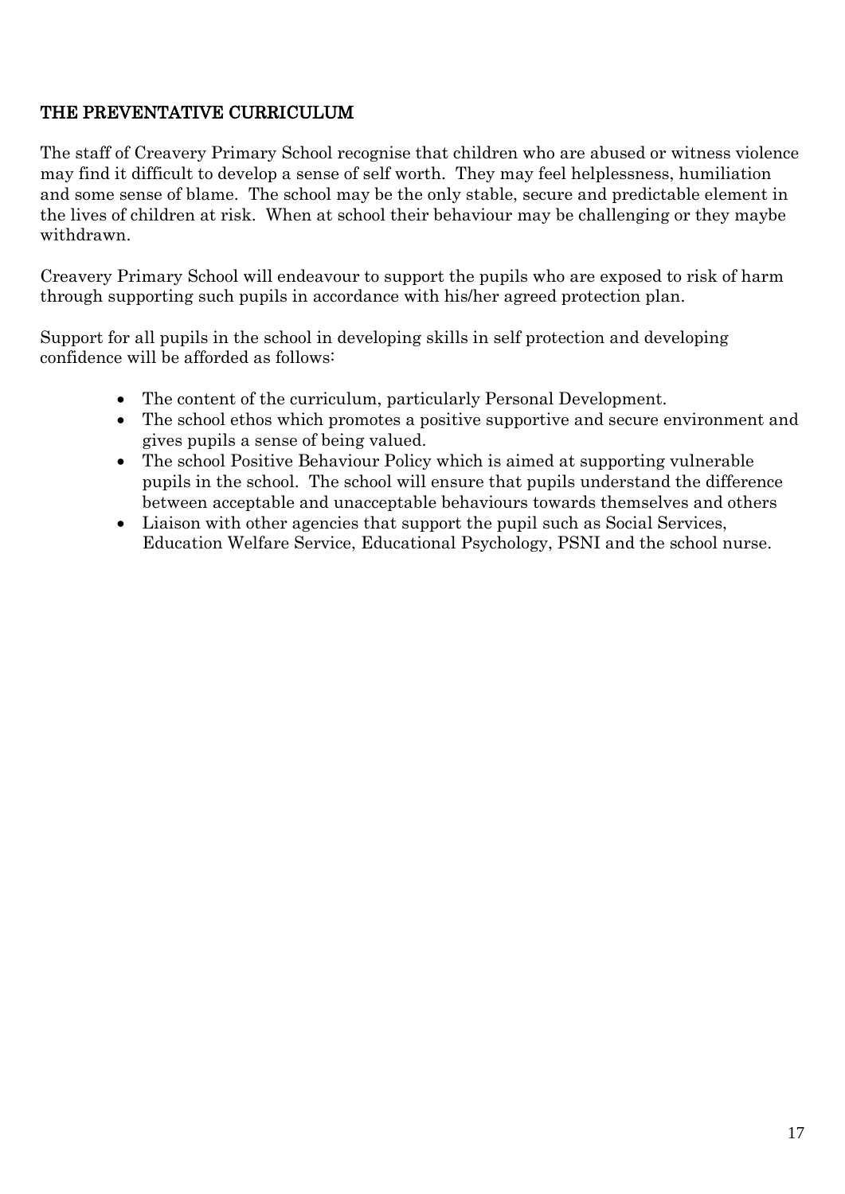## THE PREVENTATIVE CURRICULUM

The staff of Creavery Primary School recognise that children who are abused or witness violence may find it difficult to develop a sense of self worth. They may feel helplessness, humiliation and some sense of blame. The school may be the only stable, secure and predictable element in the lives of children at risk. When at school their behaviour may be challenging or they maybe withdrawn.

Creavery Primary School will endeavour to support the pupils who are exposed to risk of harm through supporting such pupils in accordance with his/her agreed protection plan.

Support for all pupils in the school in developing skills in self protection and developing confidence will be afforded as follows:

- The content of the curriculum, particularly Personal Development.
- The school ethos which promotes a positive supportive and secure environment and gives pupils a sense of being valued.
- The school Positive Behaviour Policy which is aimed at supporting vulnerable pupils in the school. The school will ensure that pupils understand the difference between acceptable and unacceptable behaviours towards themselves and others
- Liaison with other agencies that support the pupil such as Social Services, Education Welfare Service, Educational Psychology, PSNI and the school nurse.